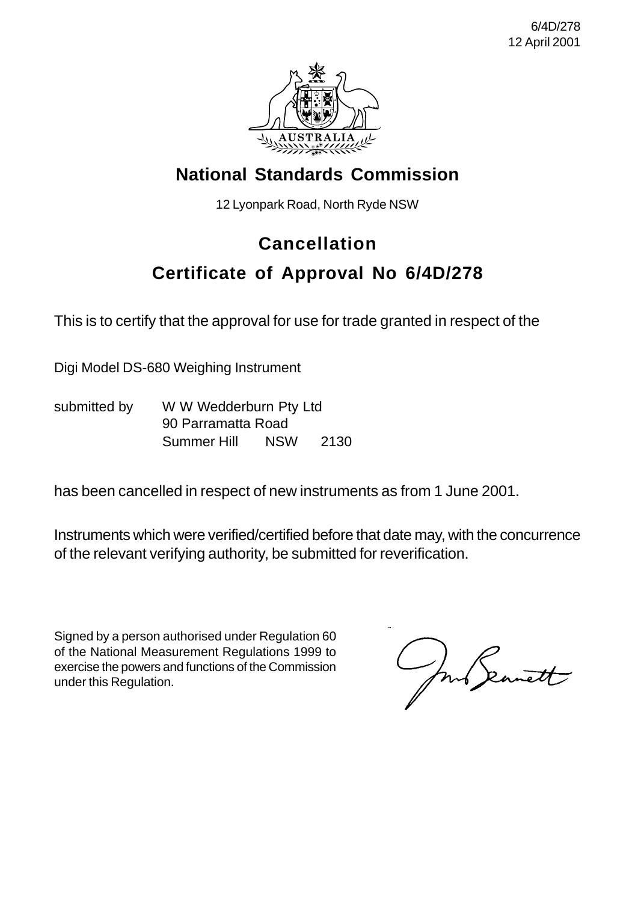6/4D/278
12 April 2001

# National Standards Commission

12 Lyonpark Road, North Ryde NSW

## Cancellation

## Certificate of Approval No 6/4D/278

This is to certify that the approval for use for trade granted in respect of the

Digi Model DS-680 Weighing Instrument

submitted by W W Wedderburn Pty Ltd
90 Parramatta Road
Summer Hill NSW 2130

has been cancelled in respect of new instruments as from 1 June 2001.

Instruments which were verified/certified before that date may, with the concurrence of the relevant verifying authority, be submitted for reverification.

Signed by a person authorised under Regulation 60 of the National Measurement Regulations 1999 to exercise the powers and functions of the Commission under this Regulation.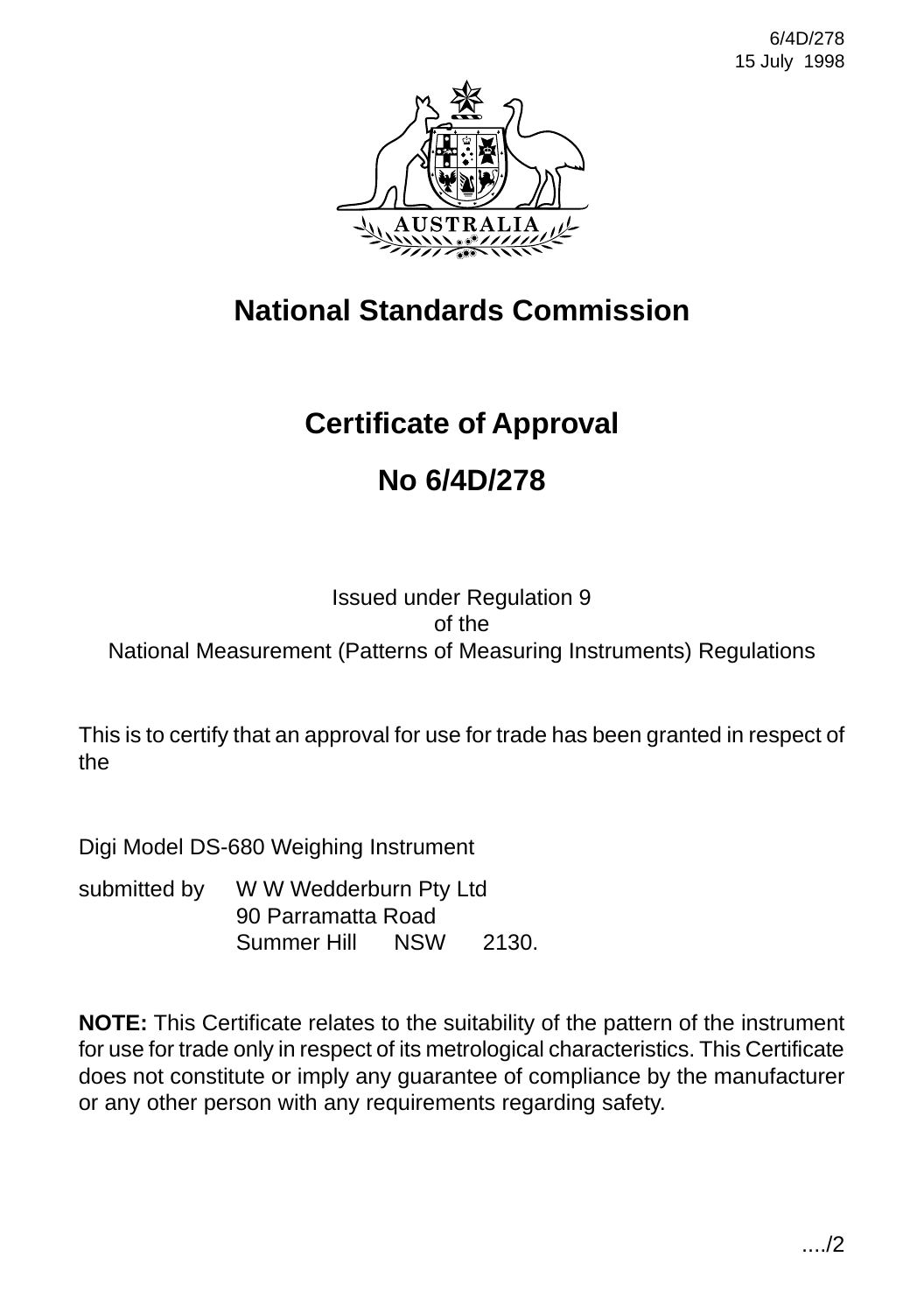# National Standards Commission

## Certificate of Approval

## No 6/4D/278

Issued under Regulation 9
of the
National Measurement (Patterns of Measuring Instruments) Regulations

This is to certify that an approval for use for trade has been granted in respect of the

Digi Model DS-680 Weighing Instrument

submitted by W W Wedderburn Pty Ltd
90 Parramatta Road
Summer Hill NSW 2130.

**NOTE:** This Certificate relates to the suitability of the pattern of the instrument for use for trade only in respect of its metrological characteristics. This Certificate does not constitute or imply any guarantee of compliance by the manufacturer or any other person with any requirements regarding safety.

..../2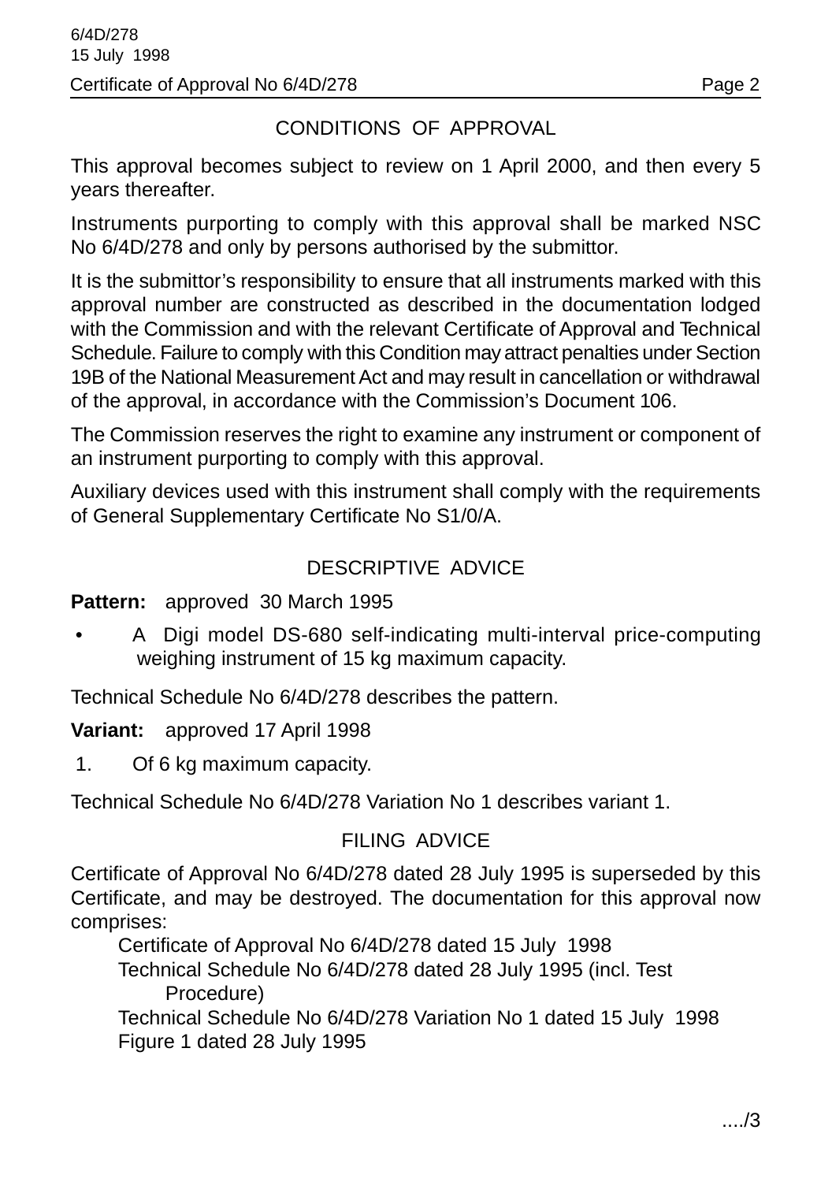## CONDITIONS OF APPROVAL

This approval becomes subject to review on 1 April 2000, and then every 5 years thereafter.

Instruments purporting to comply with this approval shall be marked NSC No 6/4D/278 and only by persons authorised by the submittor.

It is the submittor's responsibility to ensure that all instruments marked with this approval number are constructed as described in the documentation lodged with the Commission and with the relevant Certificate of Approval and Technical Schedule. Failure to comply with this Condition may attract penalties under Section 19B of the National Measurement Act and may result in cancellation or withdrawal of the approval, in accordance with the Commission's Document 106.

The Commission reserves the right to examine any instrument or component of an instrument purporting to comply with this approval.

Auxiliary devices used with this instrument shall comply with the requirements of General Supplementary Certificate No S1/0/A.

## DESCRIPTIVE ADVICE

**Pattern:** approved 30 March 1995

- A Digi model DS-680 self-indicating multi-interval price-computing weighing instrument of 15 kg maximum capacity.

Technical Schedule No 6/4D/278 describes the pattern.

**Variant:** approved 17 April 1998

1. Of 6 kg maximum capacity.

Technical Schedule No 6/4D/278 Variation No 1 describes variant 1.

## FILING ADVICE

Certificate of Approval No 6/4D/278 dated 28 July 1995 is superseded by this Certificate, and may be destroyed. The documentation for this approval now comprises:

Certificate of Approval No 6/4D/278 dated 15 July 1998
Technical Schedule No 6/4D/278 dated 28 July 1995 (incl. Test Procedure)
Technical Schedule No 6/4D/278 Variation No 1 dated 15 July 1998
Figure 1 dated 28 July 1995

..../3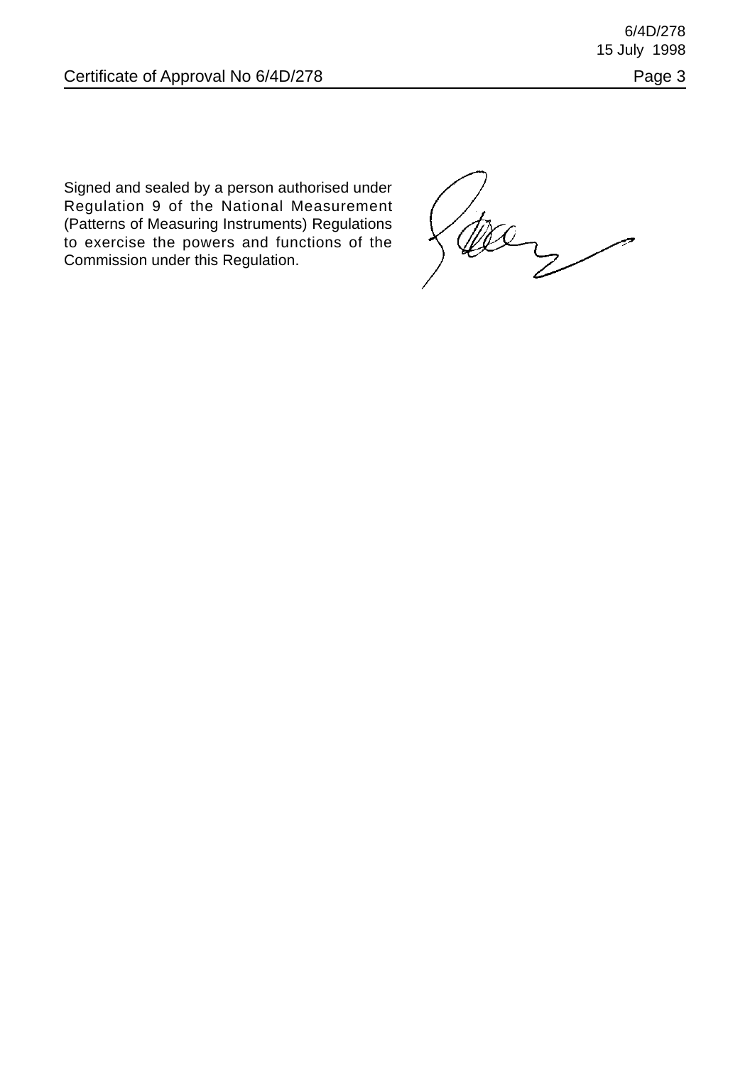Signed and sealed by a person authorised under Regulation 9 of the National Measurement (Patterns of Measuring Instruments) Regulations to exercise the powers and functions of the Commission under this Regulation.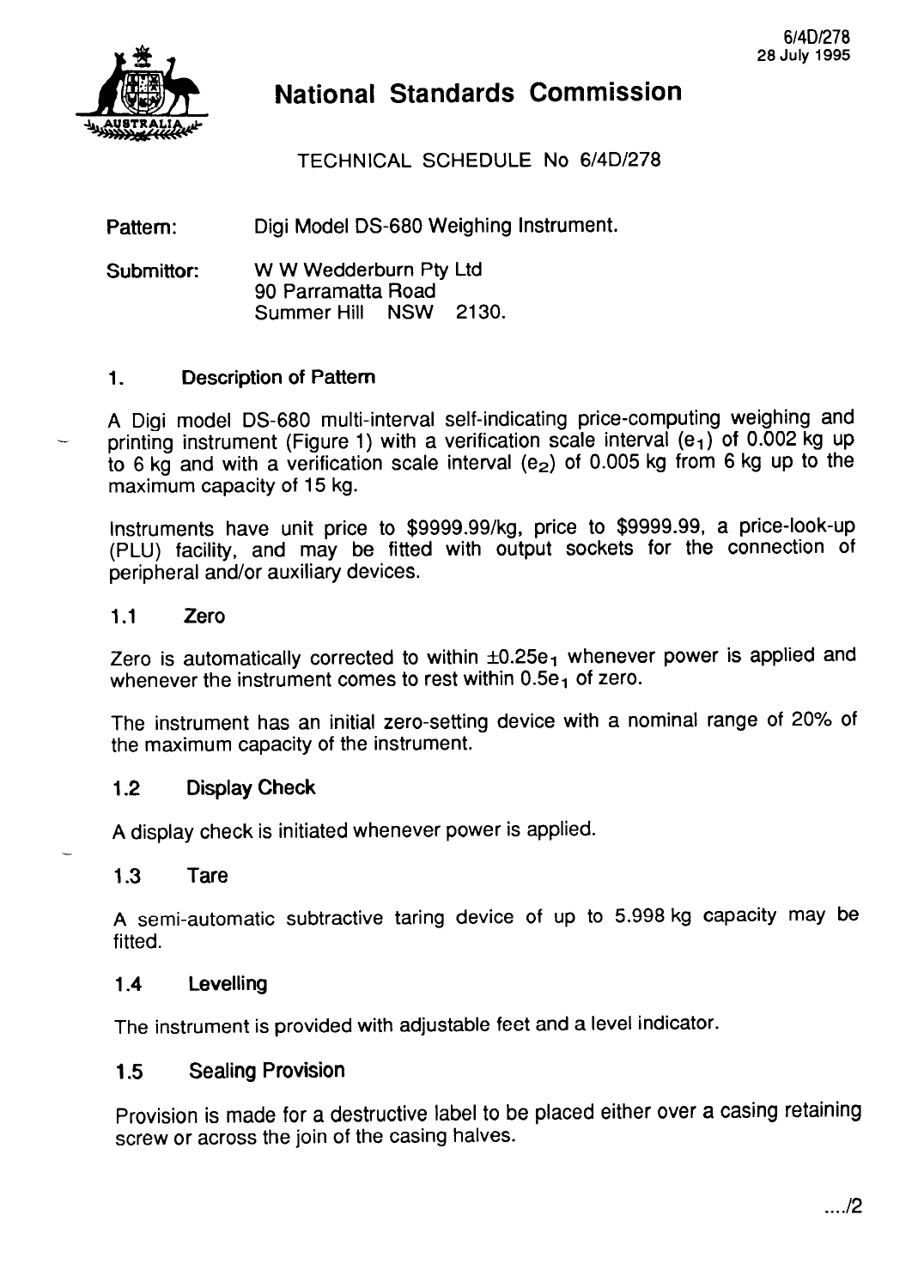# National Standards Commission

TECHNICAL SCHEDULE No 6/4D/278

**Pattern:** Digi Model DS-680 Weighing Instrument.

**Submittor:** W W Wedderburn Pty Ltd
90 Parramatta Road
Summer Hill NSW 2130.

## 1. Description of Pattern

A Digi model DS-680 multi-interval self-indicating price-computing weighing and printing instrument (Figure 1) with a verification scale interval ($e_1$) of 0.002 kg up to 6 kg and with a verification scale interval ($e_2$) of 0.005 kg from 6 kg up to the maximum capacity of 15 kg.

Instruments have unit price to \$9999.99/kg, price to \$9999.99, a price-look-up (PLU) facility, and may be fitted with output sockets for the connection of peripheral and/or auxiliary devices.

### 1.1 Zero

Zero is automatically corrected to within $\pm 0.25e_1$ whenever power is applied and whenever the instrument comes to rest within $0.5e_1$ of zero.

The instrument has an initial zero-setting device with a nominal range of 20% of the maximum capacity of the instrument.

### 1.2 Display Check

A display check is initiated whenever power is applied.

### 1.3 Tare

A semi-automatic subtractive taring device of up to 5.998 kg capacity may be fitted.

### 1.4 Levelling

The instrument is provided with adjustable feet and a level indicator.

### 1.5 Sealing Provision

Provision is made for a destructive label to be placed either over a casing retaining screw or across the join of the casing halves.

..../2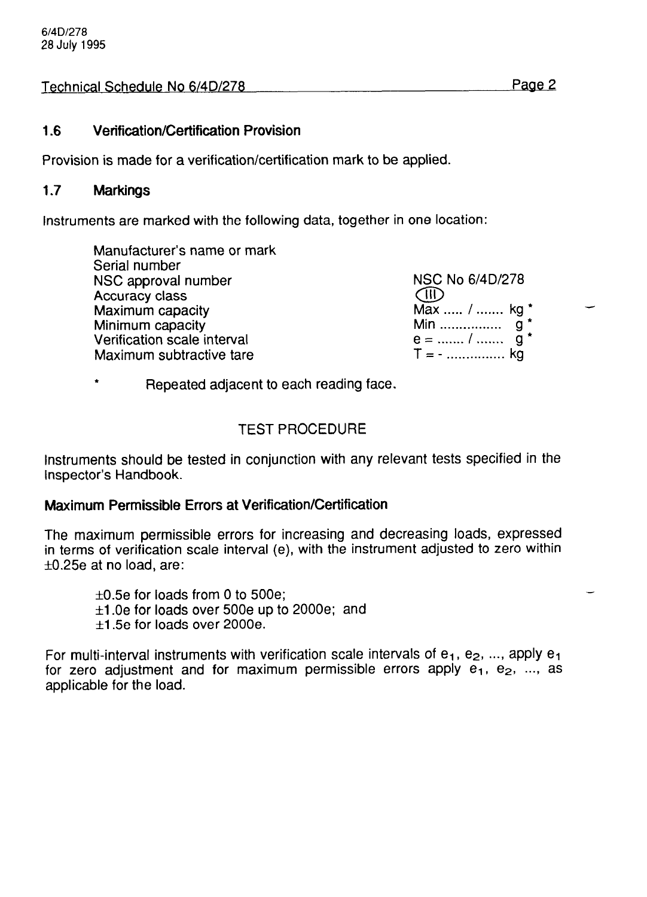## 1.6 Verification/Certification Provision

Provision is made for a verification/certification mark to be applied.

## 1.7 Markings

Instruments are marked with the following data, together in one location:

| | |
|---|---|
| Manufacturer's name or mark | |
| Serial number | |
| NSC approval number | NSC No 6/4D/278 |
| Accuracy class | (III) |
| Maximum capacity | Max ..... / ....... kg * |
| Minimum capacity | Min ................ g * |
| Verification scale interval | e = ....... / ....... g * |
| Maximum subtractive tare | T = - ............... kg |

\* Repeated adjacent to each reading face.

## TEST PROCEDURE

Instruments should be tested in conjunction with any relevant tests specified in the Inspector's Handbook.

### Maximum Permissible Errors at Verification/Certification

The maximum permissible errors for increasing and decreasing loads, expressed in terms of verification scale interval (e), with the instrument adjusted to zero within ±0.25e at no load, are:

- ±0.5e for loads from 0 to 500e;
- ±1.0e for loads over 500e up to 2000e; and
- ±1.5e for loads over 2000e.

For multi-interval instruments with verification scale intervals of $e_1$, $e_2$, ..., apply $e_1$ for zero adjustment and for maximum permissible errors apply $e_1$, $e_2$, ..., as applicable for the load.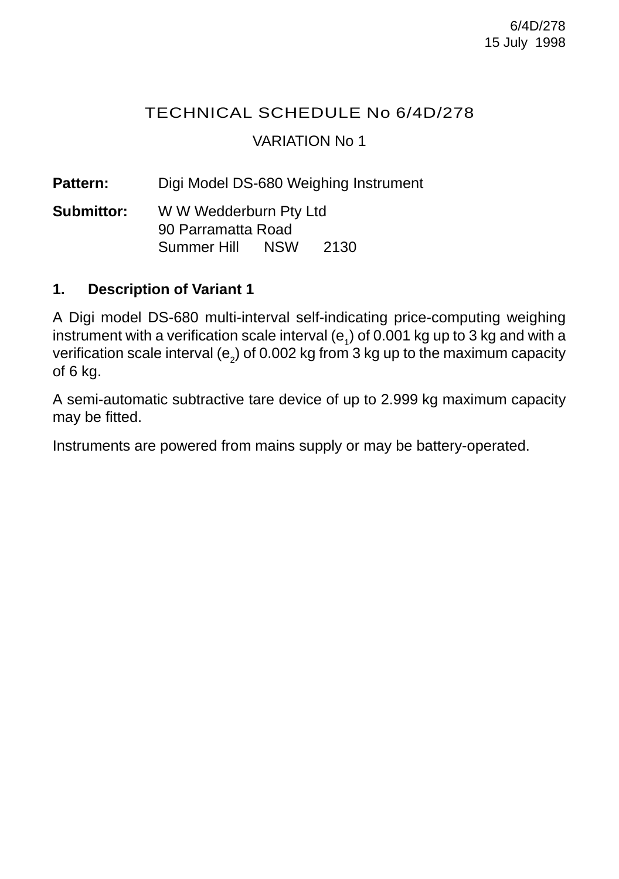6/4D/278
15 July 1998

# TECHNICAL SCHEDULE No 6/4D/278

VARIATION No 1

**Pattern:** Digi Model DS-680 Weighing Instrument

**Submittor:** W W Wedderburn Pty Ltd
90 Parramatta Road
Summer Hill NSW 2130

## 1. Description of Variant 1

A Digi model DS-680 multi-interval self-indicating price-computing weighing instrument with a verification scale interval ($e_1$) of 0.001 kg up to 3 kg and with a verification scale interval ($e_2$) of 0.002 kg from 3 kg up to the maximum capacity of 6 kg.

A semi-automatic subtractive tare device of up to 2.999 kg maximum capacity may be fitted.

Instruments are powered from mains supply or may be battery-operated.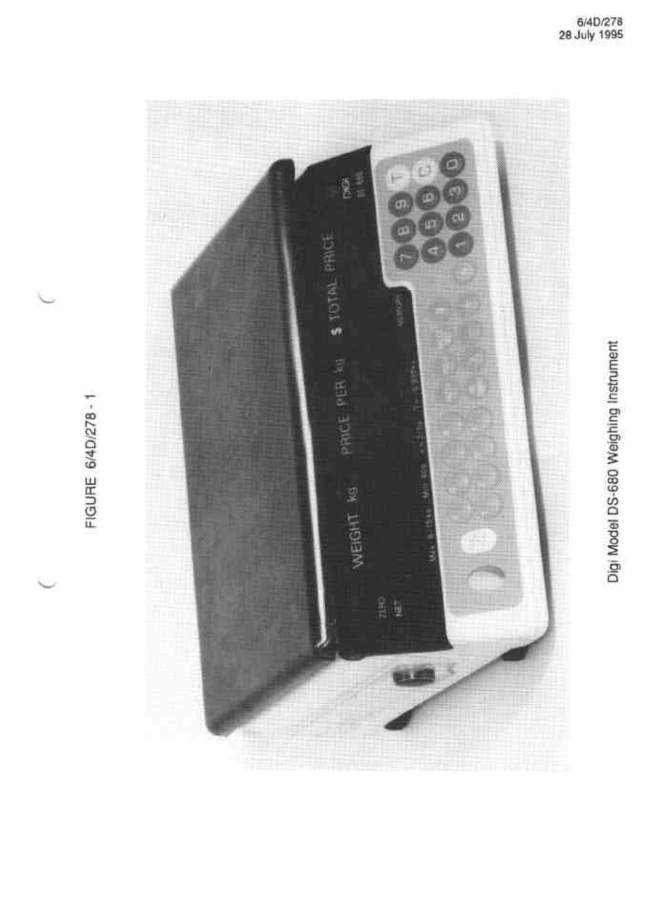6/4D/278
28 July 1995

FIGURE 6/4D/278 - 1

Digi Model DS-680 Weighing Instrument